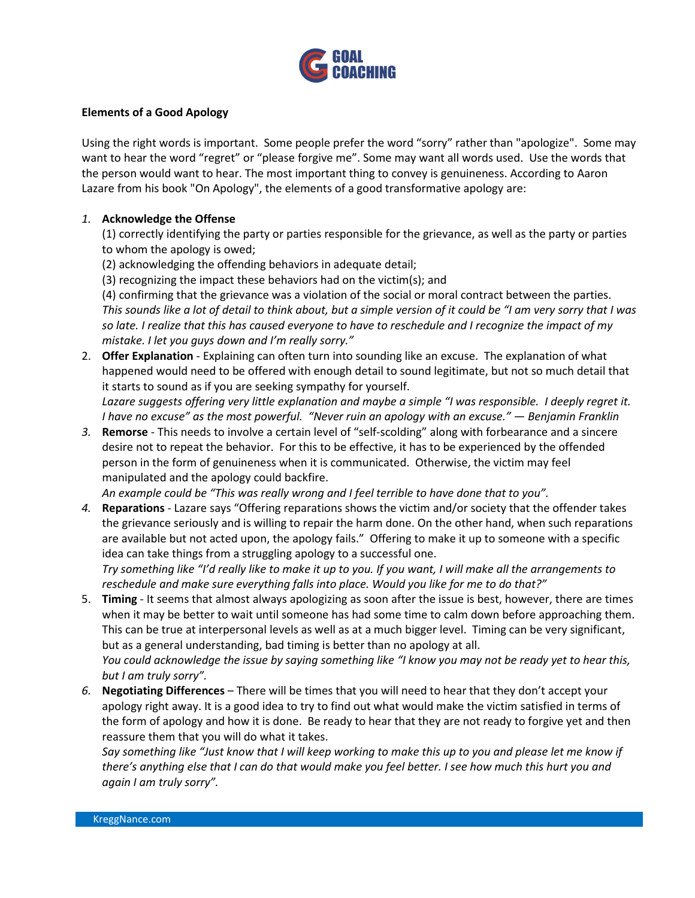**Elements of a Good Apology**

Using the right words is important. Some people prefer the word "sorry" rather than "apologize". Some may want to hear the word "regret" or "please forgive me". Some may want all words used. Use the words that the person would want to hear. The most important thing to convey is genuineness. According to Aaron Lazare from his book "On Apology", the elements of a good transformative apology are:

1. **Acknowledge the Offense**
   (1) correctly identifying the party or parties responsible for the grievance, as well as the party or parties to whom the apology is owed;
   (2) acknowledging the offending behaviors in adequate detail;
   (3) recognizing the impact these behaviors had on the victim(s); and
   (4) confirming that the grievance was a violation of the social or moral contract between the parties.
   *This sounds like a lot of detail to think about, but a simple version of it could be "I am very sorry that I was so late. I realize that this has caused everyone to have to reschedule and I recognize the impact of my mistake. I let you guys down and I'm really sorry."*
2. **Offer Explanation** - Explaining can often turn into sounding like an excuse. The explanation of what happened would need to be offered with enough detail to sound legitimate, but not so much detail that it starts to sound as if you are seeking sympathy for yourself.
   *Lazare suggests offering very little explanation and maybe a simple "I was responsible. I deeply regret it. I have no excuse" as the most powerful. "Never ruin an apology with an excuse." — Benjamin Franklin*
3. **Remorse** - This needs to involve a certain level of "self-scolding" along with forbearance and a sincere desire not to repeat the behavior. For this to be effective, it has to be experienced by the offended person in the form of genuineness when it is communicated. Otherwise, the victim may feel manipulated and the apology could backfire.
   *An example could be "This was really wrong and I feel terrible to have done that to you".*
4. **Reparations** - Lazare says "Offering reparations shows the victim and/or society that the offender takes the grievance seriously and is willing to repair the harm done. On the other hand, when such reparations are available but not acted upon, the apology fails." Offering to make it up to someone with a specific idea can take things from a struggling apology to a successful one.
   *Try something like "I'd really like to make it up to you. If you want, I will make all the arrangements to reschedule and make sure everything falls into place. Would you like for me to do that?"*
5. **Timing** - It seems that almost always apologizing as soon after the issue is best, however, there are times when it may be better to wait until someone has had some time to calm down before approaching them. This can be true at interpersonal levels as well as at a much bigger level. Timing can be very significant, but as a general understanding, bad timing is better than no apology at all.
   *You could acknowledge the issue by saying something like "I know you may not be ready yet to hear this, but I am truly sorry".*
6. **Negotiating Differences** – There will be times that you will need to hear that they don't accept your apology right away. It is a good idea to try to find out what would make the victim satisfied in terms of the form of apology and how it is done. Be ready to hear that they are not ready to forgive yet and then reassure them that you will do what it takes.
   *Say something like "Just know that I will keep working to make this up to you and please let me know if there's anything else that I can do that would make you feel better. I see how much this hurt you and again I am truly sorry".*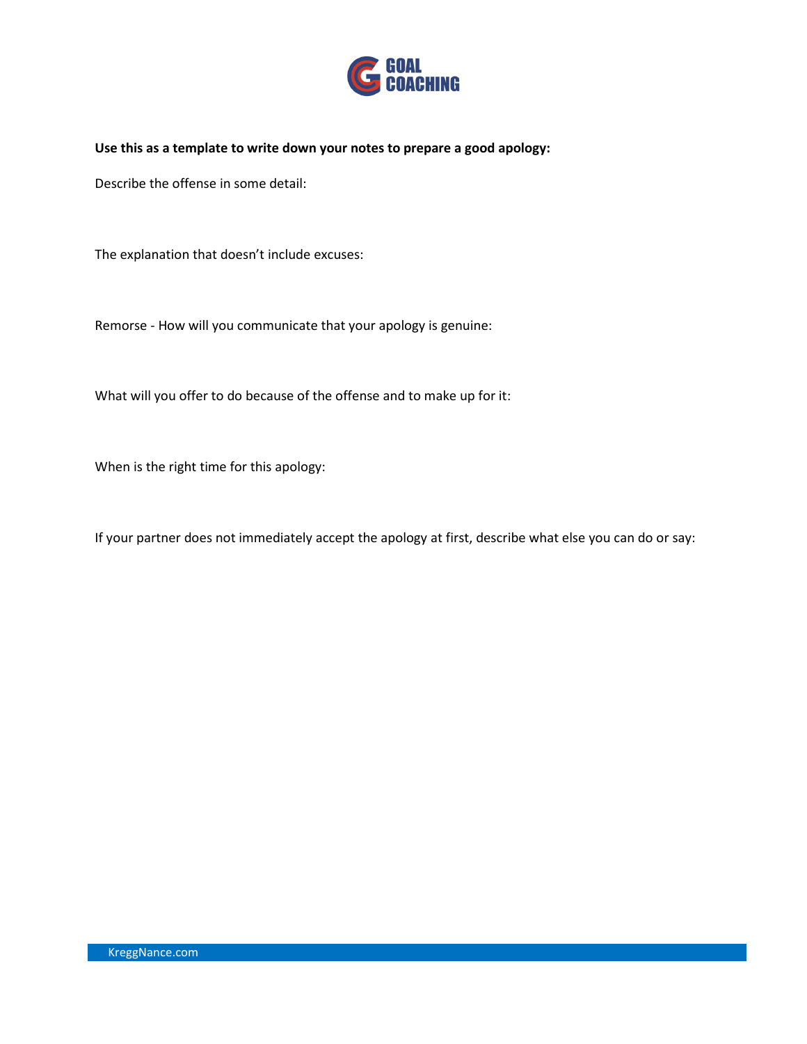**Use this as a template to write down your notes to prepare a good apology:**

Describe the offense in some detail:

The explanation that doesn't include excuses:

Remorse - How will you communicate that your apology is genuine:

What will you offer to do because of the offense and to make up for it:

When is the right time for this apology:

If your partner does not immediately accept the apology at first, describe what else you can do or say: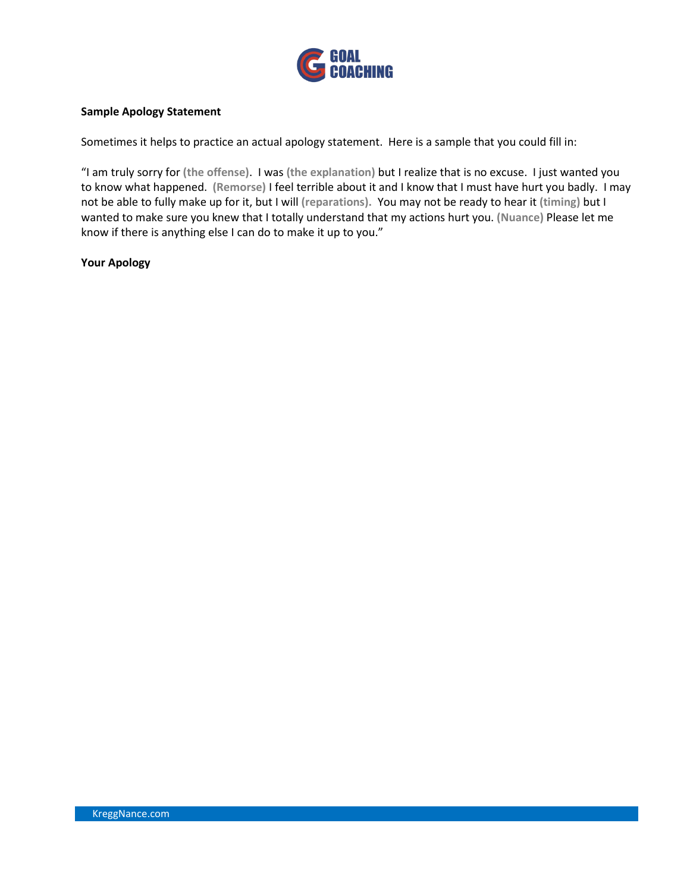**Sample Apology Statement**

Sometimes it helps to practice an actual apology statement. Here is a sample that you could fill in:

"I am truly sorry for **(the offense)**. I was **(the explanation)** but I realize that is no excuse. I just wanted you to know what happened. **(Remorse)** I feel terrible about it and I know that I must have hurt you badly. I may not be able to fully make up for it, but I will **(reparations).** You may not be ready to hear it **(timing)** but I wanted to make sure you knew that I totally understand that my actions hurt you. **(Nuance)** Please let me know if there is anything else I can do to make it up to you."

**Your Apology**